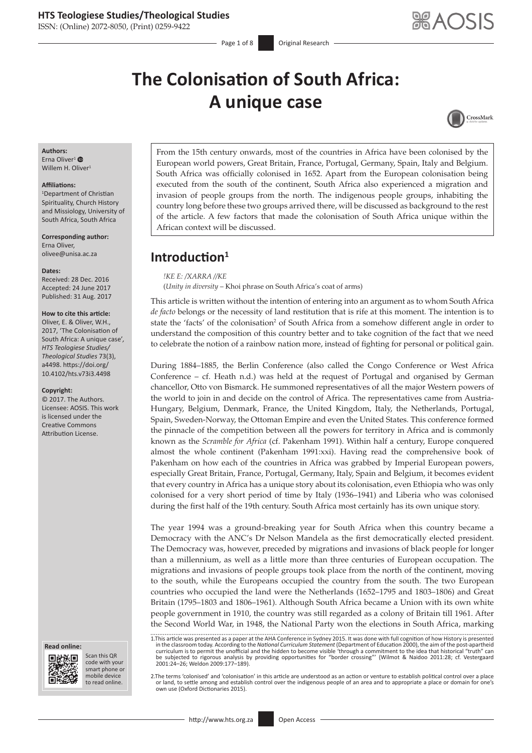# The Colonisation of South Africa: A unique case

**Authors:**
Erna Oliver[1]
Willem H. Oliver[1]

**Affiliations:**
[1]Department of Christian Spirituality, Church History and Missiology, University of South Africa, South Africa

**Corresponding author:**
Erna Oliver,
olivee@unisa.ac.za

**Dates:**
Received: 28 Dec. 2016
Accepted: 24 June 2017
Published: 31 Aug. 2017

**How to cite this article:**
Oliver, E. & Oliver, W.H., 2017, 'The Colonisation of South Africa: A unique case', *HTS Teologiese Studies/Theological Studies* 73(3), a4498. https://doi.org/10.4102/hts.v73i3.4498

**Copyright:**
© 2017. The Authors. Licensee: AOSIS. This work is licensed under the Creative Commons Attribution License.

From the 15th century onwards, most of the countries in Africa have been colonised by the European world powers, Great Britain, France, Portugal, Germany, Spain, Italy and Belgium. South Africa was officially colonised in 1652. Apart from the European colonisation being executed from the south of the continent, South Africa also experienced a migration and invasion of people groups from the north. The indigenous people groups, inhabiting the country long before these two groups arrived there, will be discussed as background to the rest of the article. A few factors that made the colonisation of South Africa unique within the African context will be discussed.

## Introduction[1]

*!KE E: /XARRA //KE*
(*Unity in diversity* – Khoi phrase on South Africa's coat of arms)

This article is written without the intention of entering into an argument as to whom South Africa *de facto* belongs or the necessity of land restitution that is rife at this moment. The intention is to state the 'facts' of the colonisation[2] of South Africa from a somehow different angle in order to understand the composition of this country better and to take cognition of the fact that we need to celebrate the notion of a rainbow nation more, instead of fighting for personal or political gain.

During 1884–1885, the Berlin Conference (also called the Congo Conference or West Africa Conference – cf. Heath n.d.) was held at the request of Portugal and organised by German chancellor, Otto von Bismarck. He summoned representatives of all the major Western powers of the world to join in and decide on the control of Africa. The representatives came from Austria-Hungary, Belgium, Denmark, France, the United Kingdom, Italy, the Netherlands, Portugal, Spain, Sweden-Norway, the Ottoman Empire and even the United States. This conference formed the pinnacle of the competition between all the powers for territory in Africa and is commonly known as the *Scramble for Africa* (cf. Pakenham 1991). Within half a century, Europe conquered almost the whole continent (Pakenham 1991:xxi). Having read the comprehensive book of Pakenham on how each of the countries in Africa was grabbed by Imperial European powers, especially Great Britain, France, Portugal, Germany, Italy, Spain and Belgium, it becomes evident that every country in Africa has a unique story about its colonisation, even Ethiopia who was only colonised for a very short period of time by Italy (1936–1941) and Liberia who was colonised during the first half of the 19th century. South Africa most certainly has its own unique story.

The year 1994 was a ground-breaking year for South Africa when this country became a Democracy with the ANC's Dr Nelson Mandela as the first democratically elected president. The Democracy was, however, preceded by migrations and invasions of black people for longer than a millennium, as well as a little more than three centuries of European occupation. The migrations and invasions of people groups took place from the north of the continent, moving to the south, while the Europeans occupied the country from the south. The two European countries who occupied the land were the Netherlands (1652–1795 and 1803–1806) and Great Britain (1795–1803 and 1806–1961). Although South Africa became a Union with its own white people government in 1910, the country was still regarded as a colony of Britain till 1961. After the Second World War, in 1948, the National Party won the elections in South Africa, marking

1.This article was presented as a paper at the AHA Conference in Sydney 2015. It was done with full cognition of how History is presented in the classroom today. According to the *National Curriculum Statement* (Department of Education 2000), the aim of the post-apartheid curriculum is to permit the unofficial and the hidden to become visible 'through a commitment to the idea that historical "truth" can be subjected to rigorous analysis by providing opportunities for "border crossing"' (Wilmot & Naidoo 2011:28; cf. Vestergaard 2001:24–26; Weldon 2009:177–189).

2.The terms 'colonised' and 'colonisation' in this article are understood as an action or venture to establish political control over a place or land, to settle among and establish control over the indigenous people of an area and to appropriate a place or domain for one's own use (Oxford Dictionaries 2015).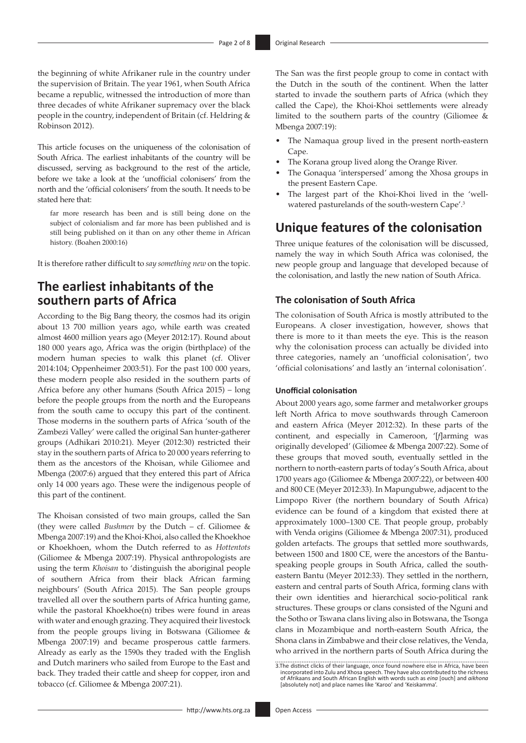the beginning of white Afrikaner rule in the country under the supervision of Britain. The year 1961, when South Africa became a republic, witnessed the introduction of more than three decades of white Afrikaner supremacy over the black people in the country, independent of Britain (cf. Heldring & Robinson 2012).

This article focuses on the uniqueness of the colonisation of South Africa. The earliest inhabitants of the country will be discussed, serving as background to the rest of the article, before we take a look at the 'unofficial colonisers' from the north and the 'official colonisers' from the south. It needs to be stated here that:

> far more research has been and is still being done on the subject of colonialism and far more has been published and is still being published on it than on any other theme in African history. (Boahen 2000:16)

It is therefore rather difficult to *say something new* on the topic.

## The earliest inhabitants of the southern parts of Africa

According to the Big Bang theory, the cosmos had its origin about 13 700 million years ago, while earth was created almost 4600 million years ago (Meyer 2012:17). Round about 180 000 years ago, Africa was the origin (birthplace) of the modern human species to walk this planet (cf. Oliver 2014:104; Oppenheimer 2003:51). For the past 100 000 years, these modern people also resided in the southern parts of Africa before any other humans (South Africa 2015) – long before the people groups from the north and the Europeans from the south came to occupy this part of the continent. Those moderns in the southern parts of Africa 'south of the Zambezi Valley' were called the original San hunter-gatherer groups (Adhikari 2010:21). Meyer (2012:30) restricted their stay in the southern parts of Africa to 20 000 years referring to them as the ancestors of the Khoisan, while Giliomee and Mbenga (2007:6) argued that they entered this part of Africa only 14 000 years ago. These were the indigenous people of this part of the continent.

The Khoisan consisted of two main groups, called the San (they were called *Bushmen* by the Dutch – cf. Giliomee & Mbenga 2007:19) and the Khoi-Khoi, also called the Khoekhoe or Khoekhoen, whom the Dutch referred to as *Hottentots* (Giliomee & Mbenga 2007:19). Physical anthropologists are using the term *Khoisan* to 'distinguish the aboriginal people of southern Africa from their black African farming neighbours' (South Africa 2015). The San people groups travelled all over the southern parts of Africa hunting game, while the pastoral Khoekhoe(n) tribes were found in areas with water and enough grazing. They acquired their livestock from the people groups living in Botswana (Giliomee & Mbenga 2007:19) and became prosperous cattle farmers. Already as early as the 1590s they traded with the English and Dutch mariners who sailed from Europe to the East and back. They traded their cattle and sheep for copper, iron and tobacco (cf. Giliomee & Mbenga 2007:21).

The San was the first people group to come in contact with the Dutch in the south of the continent. When the latter started to invade the southern parts of Africa (which they called the Cape), the Khoi-Khoi settlements were already limited to the southern parts of the country (Giliomee & Mbenga 2007:19):

- The Namaqua group lived in the present north-eastern Cape.
- The Korana group lived along the Orange River.
- The Gonaqua 'interspersed' among the Xhosa groups in the present Eastern Cape.
- The largest part of the Khoi-Khoi lived in the 'well-watered pasturelands of the south-western Cape'.[3]

## Unique features of the colonisation

Three unique features of the colonisation will be discussed, namely the way in which South Africa was colonised, the new people group and language that developed because of the colonisation, and lastly the new nation of South Africa.

### The colonisation of South Africa

The colonisation of South Africa is mostly attributed to the Europeans. A closer investigation, however, shows that there is more to it than meets the eye. This is the reason why the colonisation process can actually be divided into three categories, namely an 'unofficial colonisation', two 'official colonisations' and lastly an 'internal colonisation'.

#### Unofficial colonisation

About 2000 years ago, some farmer and metalworker groups left North Africa to move southwards through Cameroon and eastern Africa (Meyer 2012:32). In these parts of the continent, and especially in Cameroon, '[*f*]arming was originally developed' (Giliomee & Mbenga 2007:22). Some of these groups that moved south, eventually settled in the northern to north-eastern parts of today's South Africa, about 1700 years ago (Giliomee & Mbenga 2007:22), or between 400 and 800 CE (Meyer 2012:33). In Mapungubwe, adjacent to the Limpopo River (the northern boundary of South Africa) evidence can be found of a kingdom that existed there at approximately 1000–1300 CE. That people group, probably with Venda origins (Giliomee & Mbenga 2007:31), produced golden artefacts. The groups that settled more southwards, between 1500 and 1800 CE, were the ancestors of the Bantu-speaking people groups in South Africa, called the south-eastern Bantu (Meyer 2012:33). They settled in the northern, eastern and central parts of South Africa, forming clans with their own identities and hierarchical socio-political rank structures. These groups or clans consisted of the Nguni and the Sotho or Tswana clans living also in Botswana, the Tsonga clans in Mozambique and north-eastern South Africa, the Shona clans in Zimbabwe and their close relatives, the Venda, who arrived in the northern parts of South Africa during the

3. The distinct clicks of their language, once found nowhere else in Africa, have been incorporated into Zulu and Xhosa speech. They have also contributed to the richness of Afrikaans and South African English with words such as *eina* [ouch] and *aikhona* [absolutely not] and place names like 'Karoo' and 'Keiskamma'.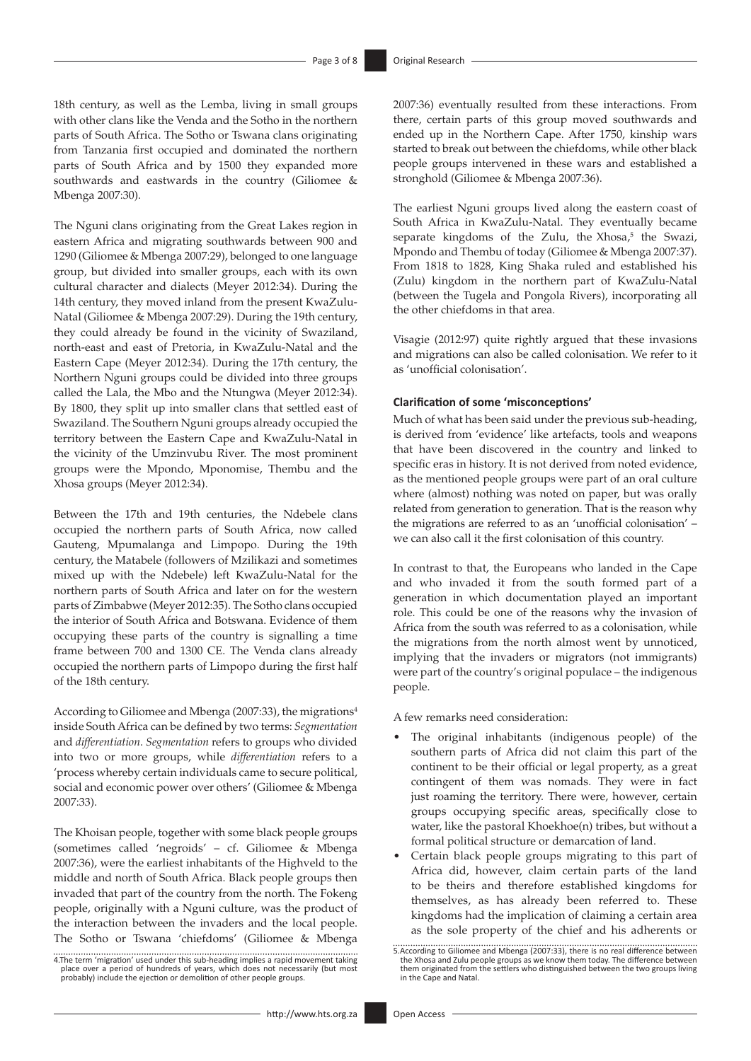18th century, as well as the Lemba, living in small groups with other clans like the Venda and the Sotho in the northern parts of South Africa. The Sotho or Tswana clans originating from Tanzania first occupied and dominated the northern parts of South Africa and by 1500 they expanded more southwards and eastwards in the country (Giliomee & Mbenga 2007:30).

The Nguni clans originating from the Great Lakes region in eastern Africa and migrating southwards between 900 and 1290 (Giliomee & Mbenga 2007:29), belonged to one language group, but divided into smaller groups, each with its own cultural character and dialects (Meyer 2012:34). During the 14th century, they moved inland from the present KwaZulu-Natal (Giliomee & Mbenga 2007:29). During the 19th century, they could already be found in the vicinity of Swaziland, north-east and east of Pretoria, in KwaZulu-Natal and the Eastern Cape (Meyer 2012:34). During the 17th century, the Northern Nguni groups could be divided into three groups called the Lala, the Mbo and the Ntungwa (Meyer 2012:34). By 1800, they split up into smaller clans that settled east of Swaziland. The Southern Nguni groups already occupied the territory between the Eastern Cape and KwaZulu-Natal in the vicinity of the Umzinvubu River. The most prominent groups were the Mpondo, Mponomise, Thembu and the Xhosa groups (Meyer 2012:34).

Between the 17th and 19th centuries, the Ndebele clans occupied the northern parts of South Africa, now called Gauteng, Mpumalanga and Limpopo. During the 19th century, the Matabele (followers of Mzilikazi and sometimes mixed up with the Ndebele) left KwaZulu-Natal for the northern parts of South Africa and later on for the western parts of Zimbabwe (Meyer 2012:35). The Sotho clans occupied the interior of South Africa and Botswana. Evidence of them occupying these parts of the country is signalling a time frame between 700 and 1300 CE. The Venda clans already occupied the northern parts of Limpopo during the first half of the 18th century.

According to Giliomee and Mbenga (2007:33), the migrations[4] inside South Africa can be defined by two terms: *Segmentation* and *differentiation*. *Segmentation* refers to groups who divided into two or more groups, while *differentiation* refers to a 'process whereby certain individuals came to secure political, social and economic power over others' (Giliomee & Mbenga 2007:33).

The Khoisan people, together with some black people groups (sometimes called 'negroids' – cf. Giliomee & Mbenga 2007:36), were the earliest inhabitants of the Highveld to the middle and north of South Africa. Black people groups then invaded that part of the country from the north. The Fokeng people, originally with a Nguni culture, was the product of the interaction between the invaders and the local people. The Sotho or Tswana 'chiefdoms' (Giliomee & Mbenga 2007:36) eventually resulted from these interactions. From there, certain parts of this group moved southwards and ended up in the Northern Cape. After 1750, kinship wars started to break out between the chiefdoms, while other black people groups intervened in these wars and established a stronghold (Giliomee & Mbenga 2007:36).

The earliest Nguni groups lived along the eastern coast of South Africa in KwaZulu-Natal. They eventually became separate kingdoms of the Zulu, the Xhosa,[5] the Swazi, Mpondo and Thembu of today (Giliomee & Mbenga 2007:37). From 1818 to 1828, King Shaka ruled and established his (Zulu) kingdom in the northern part of KwaZulu-Natal (between the Tugela and Pongola Rivers), incorporating all the other chiefdoms in that area.

Visagie (2012:97) quite rightly argued that these invasions and migrations can also be called colonisation. We refer to it as 'unofficial colonisation'.

### Clarification of some 'misconceptions'

Much of what has been said under the previous sub-heading, is derived from 'evidence' like artefacts, tools and weapons that have been discovered in the country and linked to specific eras in history. It is not derived from noted evidence, as the mentioned people groups were part of an oral culture where (almost) nothing was noted on paper, but was orally related from generation to generation. That is the reason why the migrations are referred to as an 'unofficial colonisation' – we can also call it the first colonisation of this country.

In contrast to that, the Europeans who landed in the Cape and who invaded it from the south formed part of a generation in which documentation played an important role. This could be one of the reasons why the invasion of Africa from the south was referred to as a colonisation, while the migrations from the north almost went by unnoticed, implying that the invaders or migrators (not immigrants) were part of the country's original populace – the indigenous people.

A few remarks need consideration:

- The original inhabitants (indigenous people) of the southern parts of Africa did not claim this part of the continent to be their official or legal property, as a great contingent of them was nomads. They were in fact just roaming the territory. There were, however, certain groups occupying specific areas, specifically close to water, like the pastoral Khoekhoe(n) tribes, but without a formal political structure or demarcation of land.
- Certain black people groups migrating to this part of Africa did, however, claim certain parts of the land to be theirs and therefore established kingdoms for themselves, as has already been referred to. These kingdoms had the implication of claiming a certain area as the sole property of the chief and his adherents or

4. The term 'migration' used under this sub-heading implies a rapid movement taking place over a period of hundreds of years, which does not necessarily (but most probably) include the ejection or demolition of other people groups.

5. According to Giliomee and Mbenga (2007:33), there is no real difference between the Xhosa and Zulu people groups as we know them today. The difference between them originated from the settlers who distinguished between the two groups living in the Cape and Natal.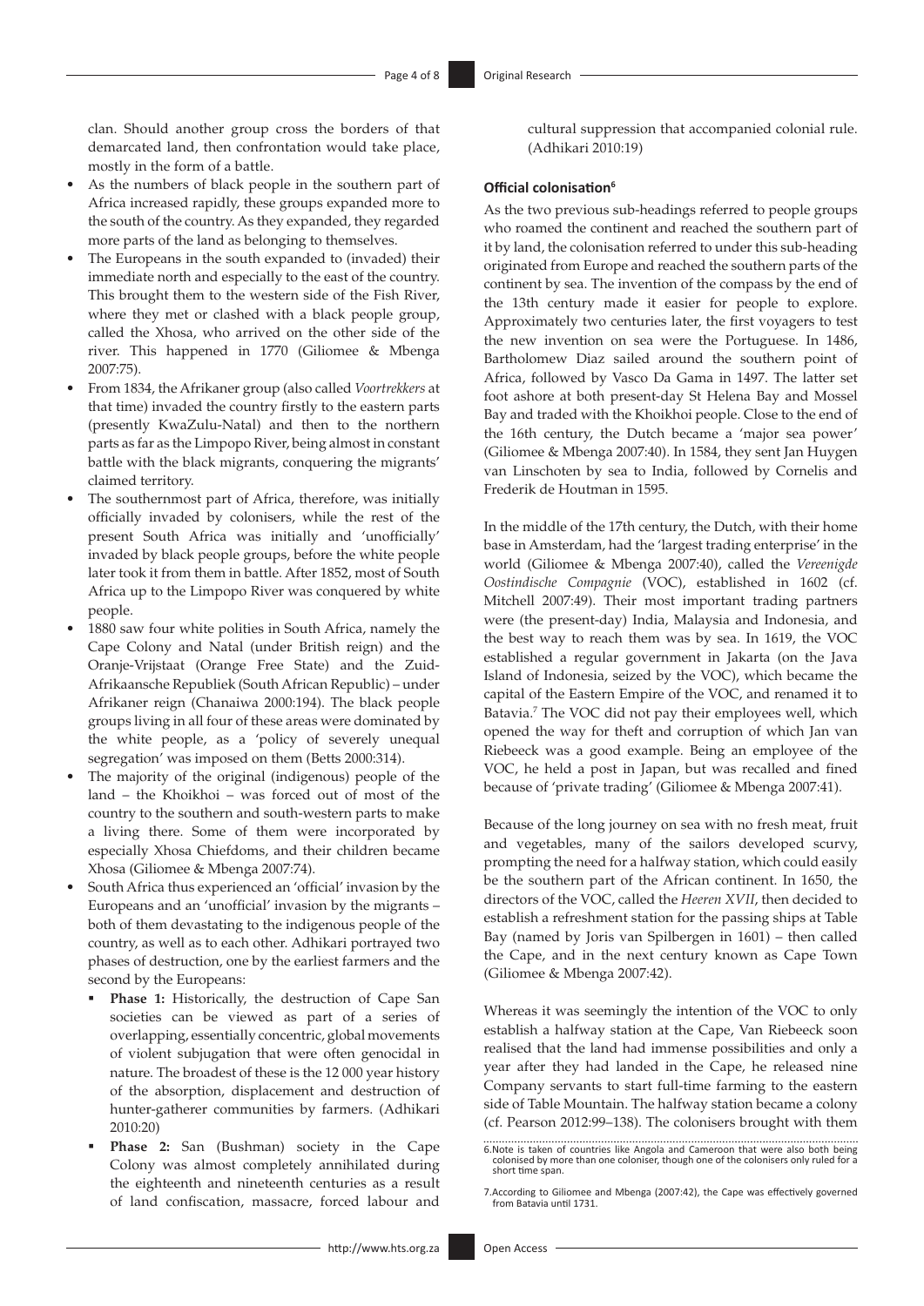clan. Should another group cross the borders of that demarcated land, then confrontation would take place, mostly in the form of a battle.

- As the numbers of black people in the southern part of Africa increased rapidly, these groups expanded more to the south of the country. As they expanded, they regarded more parts of the land as belonging to themselves.
- The Europeans in the south expanded to (invaded) their immediate north and especially to the east of the country. This brought them to the western side of the Fish River, where they met or clashed with a black people group, called the Xhosa, who arrived on the other side of the river. This happened in 1770 (Giliomee & Mbenga 2007:75).
- From 1834, the Afrikaner group (also called *Voortrekkers* at that time) invaded the country firstly to the eastern parts (presently KwaZulu-Natal) and then to the northern parts as far as the Limpopo River, being almost in constant battle with the black migrants, conquering the migrants' claimed territory.
- The southernmost part of Africa, therefore, was initially officially invaded by colonisers, while the rest of the present South Africa was initially and 'unofficially' invaded by black people groups, before the white people later took it from them in battle. After 1852, most of South Africa up to the Limpopo River was conquered by white people.
- 1880 saw four white polities in South Africa, namely the Cape Colony and Natal (under British reign) and the Oranje-Vrijstaat (Orange Free State) and the Zuid-Afrikaansche Republiek (South African Republic) – under Afrikaner reign (Chanaiwa 2000:194). The black people groups living in all four of these areas were dominated by the white people, as a 'policy of severely unequal segregation' was imposed on them (Betts 2000:314).
- The majority of the original (indigenous) people of the land – the Khoikhoi – was forced out of most of the country to the southern and south-western parts to make a living there. Some of them were incorporated by especially Xhosa Chiefdoms, and their children became Xhosa (Giliomee & Mbenga 2007:74).
- South Africa thus experienced an 'official' invasion by the Europeans and an 'unofficial' invasion by the migrants – both of them devastating to the indigenous people of the country, as well as to each other. Adhikari portrayed two phases of destruction, one by the earliest farmers and the second by the Europeans:
    - **Phase 1:** Historically, the destruction of Cape San societies can be viewed as part of a series of overlapping, essentially concentric, global movements of violent subjugation that were often genocidal in nature. The broadest of these is the 12 000 year history of the absorption, displacement and destruction of hunter-gatherer communities by farmers. (Adhikari 2010:20)
    - **Phase 2:** San (Bushman) society in the Cape Colony was almost completely annihilated during the eighteenth and nineteenth centuries as a result of land confiscation, massacre, forced labour and cultural suppression that accompanied colonial rule. (Adhikari 2010:19)

#### Official colonisation[6]

As the two previous sub-headings referred to people groups who roamed the continent and reached the southern part of it by land, the colonisation referred to under this sub-heading originated from Europe and reached the southern parts of the continent by sea. The invention of the compass by the end of the 13th century made it easier for people to explore. Approximately two centuries later, the first voyagers to test the new invention on sea were the Portuguese. In 1486, Bartholomew Diaz sailed around the southern point of Africa, followed by Vasco Da Gama in 1497. The latter set foot ashore at both present-day St Helena Bay and Mossel Bay and traded with the Khoikhoi people. Close to the end of the 16th century, the Dutch became a 'major sea power' (Giliomee & Mbenga 2007:40). In 1584, they sent Jan Huygen van Linschoten by sea to India, followed by Cornelis and Frederik de Houtman in 1595.

In the middle of the 17th century, the Dutch, with their home base in Amsterdam, had the 'largest trading enterprise' in the world (Giliomee & Mbenga 2007:40), called the *Vereenigde Oostindische Compagnie* (VOC), established in 1602 (cf. Mitchell 2007:49). Their most important trading partners were (the present-day) India, Malaysia and Indonesia, and the best way to reach them was by sea. In 1619, the VOC established a regular government in Jakarta (on the Java Island of Indonesia, seized by the VOC), which became the capital of the Eastern Empire of the VOC, and renamed it to Batavia.[7] The VOC did not pay their employees well, which opened the way for theft and corruption of which Jan van Riebeeck was a good example. Being an employee of the VOC, he held a post in Japan, but was recalled and fined because of 'private trading' (Giliomee & Mbenga 2007:41).

Because of the long journey on sea with no fresh meat, fruit and vegetables, many of the sailors developed scurvy, prompting the need for a halfway station, which could easily be the southern part of the African continent. In 1650, the directors of the VOC, called the *Heeren XVII*, then decided to establish a refreshment station for the passing ships at Table Bay (named by Joris van Spilbergen in 1601) – then called the Cape, and in the next century known as Cape Town (Giliomee & Mbenga 2007:42).

Whereas it was seemingly the intention of the VOC to only establish a halfway station at the Cape, Van Riebeeck soon realised that the land had immense possibilities and only a year after they had landed in the Cape, he released nine Company servants to start full-time farming to the eastern side of Table Mountain. The halfway station became a colony (cf. Pearson 2012:99–138). The colonisers brought with them

6. Note is taken of countries like Angola and Cameroon that were also both being colonised by more than one coloniser, though one of the colonisers only ruled for a short time span.

7. According to Giliomee and Mbenga (2007:42), the Cape was effectively governed from Batavia until 1731.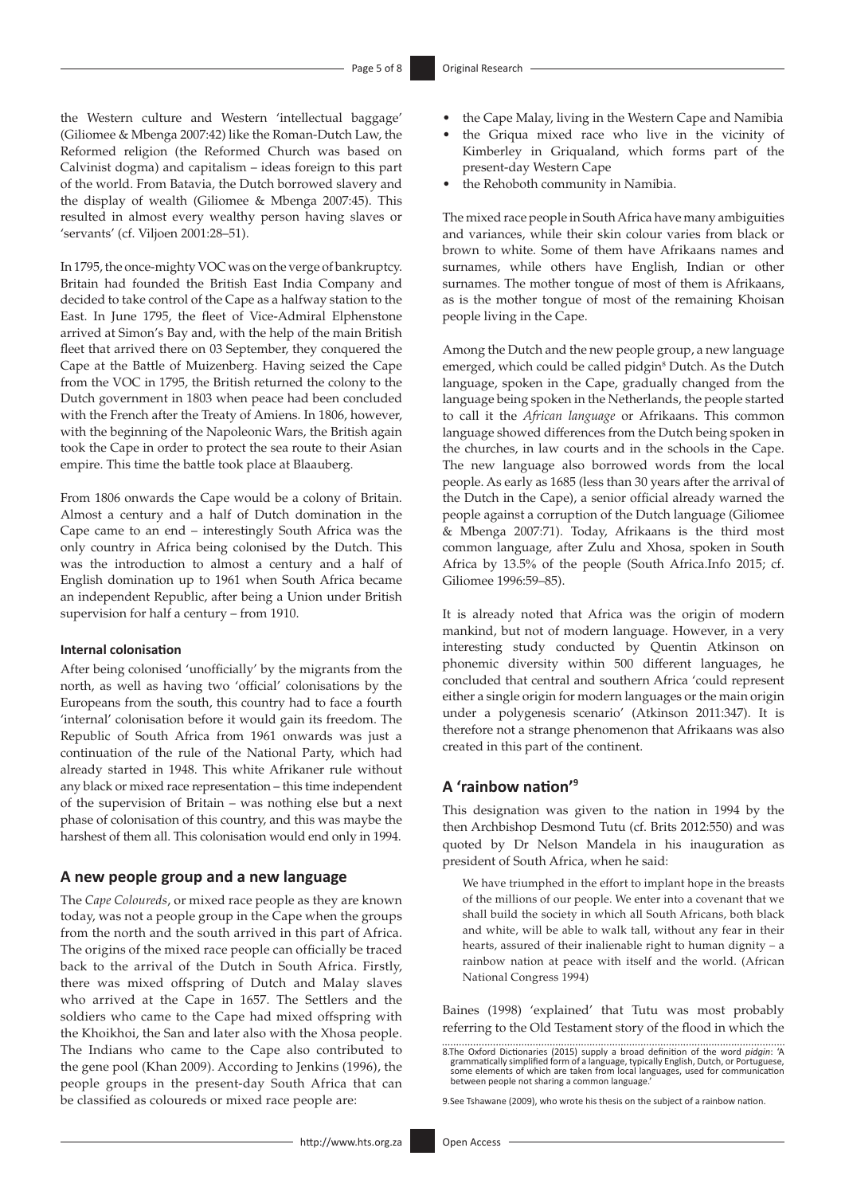the Western culture and Western 'intellectual baggage' (Giliomee & Mbenga 2007:42) like the Roman-Dutch Law, the Reformed religion (the Reformed Church was based on Calvinist dogma) and capitalism – ideas foreign to this part of the world. From Batavia, the Dutch borrowed slavery and the display of wealth (Giliomee & Mbenga 2007:45). This resulted in almost every wealthy person having slaves or 'servants' (cf. Viljoen 2001:28–51).

In 1795, the once-mighty VOC was on the verge of bankruptcy. Britain had founded the British East India Company and decided to take control of the Cape as a halfway station to the East. In June 1795, the fleet of Vice-Admiral Elphenstone arrived at Simon's Bay and, with the help of the main British fleet that arrived there on 03 September, they conquered the Cape at the Battle of Muizenberg. Having seized the Cape from the VOC in 1795, the British returned the colony to the Dutch government in 1803 when peace had been concluded with the French after the Treaty of Amiens. In 1806, however, with the beginning of the Napoleonic Wars, the British again took the Cape in order to protect the sea route to their Asian empire. This time the battle took place at Blaauberg.

From 1806 onwards the Cape would be a colony of Britain. Almost a century and a half of Dutch domination in the Cape came to an end – interestingly South Africa was the only country in Africa being colonised by the Dutch. This was the introduction to almost a century and a half of English domination up to 1961 when South Africa became an independent Republic, after being a Union under British supervision for half a century – from 1910.

### Internal colonisation

After being colonised 'unofficially' by the migrants from the north, as well as having two 'official' colonisations by the Europeans from the south, this country had to face a fourth 'internal' colonisation before it would gain its freedom. The Republic of South Africa from 1961 onwards was just a continuation of the rule of the National Party, which had already started in 1948. This white Afrikaner rule without any black or mixed race representation – this time independent of the supervision of Britain – was nothing else but a next phase of colonisation of this country, and this was maybe the harshest of them all. This colonisation would end only in 1994.

## A new people group and a new language

The *Cape Coloureds*, or mixed race people as they are known today, was not a people group in the Cape when the groups from the north and the south arrived in this part of Africa. The origins of the mixed race people can officially be traced back to the arrival of the Dutch in South Africa. Firstly, there was mixed offspring of Dutch and Malay slaves who arrived at the Cape in 1657. The Settlers and the soldiers who came to the Cape had mixed offspring with the Khoikhoi, the San and later also with the Xhosa people. The Indians who came to the Cape also contributed to the gene pool (Khan 2009). According to Jenkins (1996), the people groups in the present-day South Africa that can be classified as coloureds or mixed race people are:

- the Cape Malay, living in the Western Cape and Namibia
- the Griqua mixed race who live in the vicinity of Kimberley in Griqualand, which forms part of the present-day Western Cape
- the Rehoboth community in Namibia.

The mixed race people in South Africa have many ambiguities and variances, while their skin colour varies from black or brown to white. Some of them have Afrikaans names and surnames, while others have English, Indian or other surnames. The mother tongue of most of them is Afrikaans, as is the mother tongue of most of the remaining Khoisan people living in the Cape.

Among the Dutch and the new people group, a new language emerged, which could be called pidgin[8] Dutch. As the Dutch language, spoken in the Cape, gradually changed from the language being spoken in the Netherlands, the people started to call it the *African language* or Afrikaans. This common language showed differences from the Dutch being spoken in the churches, in law courts and in the schools in the Cape. The new language also borrowed words from the local people. As early as 1685 (less than 30 years after the arrival of the Dutch in the Cape), a senior official already warned the people against a corruption of the Dutch language (Giliomee & Mbenga 2007:71). Today, Afrikaans is the third most common language, after Zulu and Xhosa, spoken in South Africa by 13.5% of the people (South Africa.Info 2015; cf. Giliomee 1996:59–85).

It is already noted that Africa was the origin of modern mankind, but not of modern language. However, in a very interesting study conducted by Quentin Atkinson on phonemic diversity within 500 different languages, he concluded that central and southern Africa 'could represent either a single origin for modern languages or the main origin under a polygenesis scenario' (Atkinson 2011:347). It is therefore not a strange phenomenon that Afrikaans was also created in this part of the continent.

## A 'rainbow nation'[9]

This designation was given to the nation in 1994 by the then Archbishop Desmond Tutu (cf. Brits 2012:550) and was quoted by Dr Nelson Mandela in his inauguration as president of South Africa, when he said:

> We have triumphed in the effort to implant hope in the breasts of the millions of our people. We enter into a covenant that we shall build the society in which all South Africans, both black and white, will be able to walk tall, without any fear in their hearts, assured of their inalienable right to human dignity – a rainbow nation at peace with itself and the world. (African National Congress 1994)

Baines (1998) 'explained' that Tutu was most probably referring to the Old Testament story of the flood in which the

8. The Oxford Dictionaries (2015) supply a broad definition of the word *pidgin*: 'A grammatically simplified form of a language, typically English, Dutch, or Portuguese, some elements of which are taken from local languages, used for communication between people not sharing a common language.'

9. See Tshawane (2009), who wrote his thesis on the subject of a rainbow nation.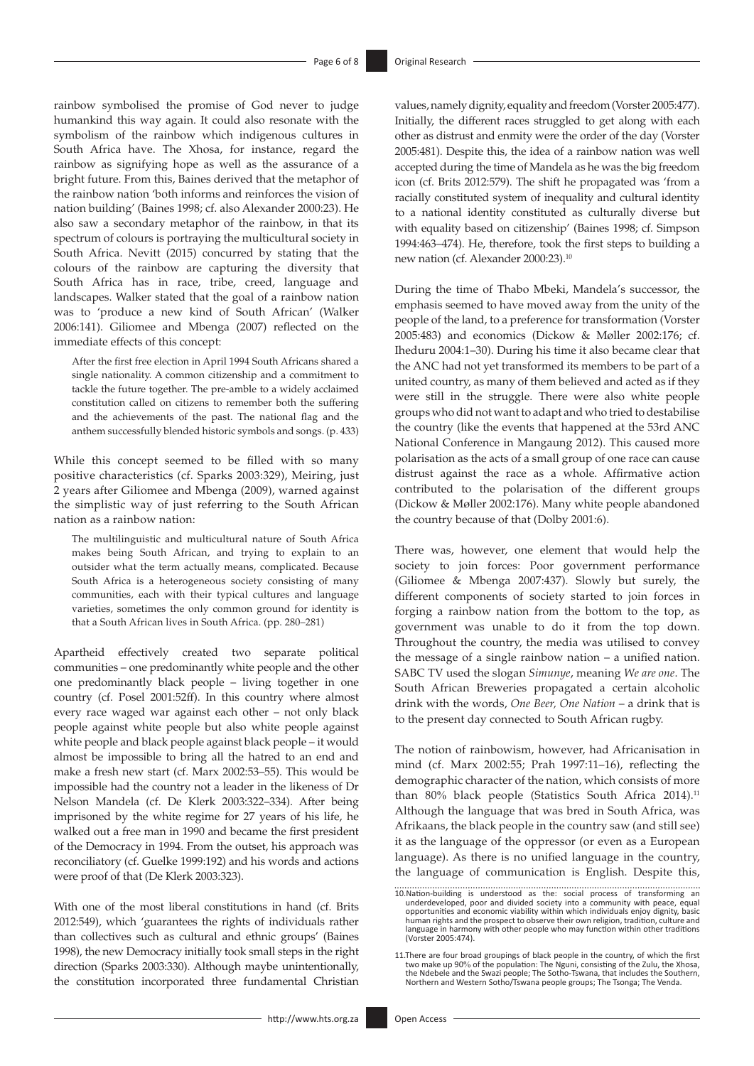rainbow symbolised the promise of God never to judge humankind this way again. It could also resonate with the symbolism of the rainbow which indigenous cultures in South Africa have. The Xhosa, for instance, regard the rainbow as signifying hope as well as the assurance of a bright future. From this, Baines derived that the metaphor of the rainbow nation 'both informs and reinforces the vision of nation building' (Baines 1998; cf. also Alexander 2000:23). He also saw a secondary metaphor of the rainbow, in that its spectrum of colours is portraying the multicultural society in South Africa. Nevitt (2015) concurred by stating that the colours of the rainbow are capturing the diversity that South Africa has in race, tribe, creed, language and landscapes. Walker stated that the goal of a rainbow nation was to 'produce a new kind of South African' (Walker 2006:141). Giliomee and Mbenga (2007) reflected on the immediate effects of this concept:

> After the first free election in April 1994 South Africans shared a single nationality. A common citizenship and a commitment to tackle the future together. The pre-amble to a widely acclaimed constitution called on citizens to remember both the suffering and the achievements of the past. The national flag and the anthem successfully blended historic symbols and songs. (p. 433)

While this concept seemed to be filled with so many positive characteristics (cf. Sparks 2003:329), Meiring, just 2 years after Giliomee and Mbenga (2009), warned against the simplistic way of just referring to the South African nation as a rainbow nation:

> The multilinguistic and multicultural nature of South Africa makes being South African, and trying to explain to an outsider what the term actually means, complicated. Because South Africa is a heterogeneous society consisting of many communities, each with their typical cultures and language varieties, sometimes the only common ground for identity is that a South African lives in South Africa. (pp. 280–281)

Apartheid effectively created two separate political communities – one predominantly white people and the other one predominantly black people – living together in one country (cf. Posel 2001:52ff). In this country where almost every race waged war against each other – not only black people against white people but also white people against white people and black people against black people – it would almost be impossible to bring all the hatred to an end and make a fresh new start (cf. Marx 2002:53–55). This would be impossible had the country not a leader in the likeness of Dr Nelson Mandela (cf. De Klerk 2003:322–334). After being imprisoned by the white regime for 27 years of his life, he walked out a free man in 1990 and became the first president of the Democracy in 1994. From the outset, his approach was reconciliatory (cf. Guelke 1999:192) and his words and actions were proof of that (De Klerk 2003:323).

With one of the most liberal constitutions in hand (cf. Brits 2012:549), which 'guarantees the rights of individuals rather than collectives such as cultural and ethnic groups' (Baines 1998), the new Democracy initially took small steps in the right direction (Sparks 2003:330). Although maybe unintentionally, the constitution incorporated three fundamental Christian values, namely dignity, equality and freedom (Vorster 2005:477). Initially, the different races struggled to get along with each other as distrust and enmity were the order of the day (Vorster 2005:481). Despite this, the idea of a rainbow nation was well accepted during the time of Mandela as he was the big freedom icon (cf. Brits 2012:579). The shift he propagated was 'from a racially constituted system of inequality and cultural identity to a national identity constituted as culturally diverse but with equality based on citizenship' (Baines 1998; cf. Simpson 1994:463–474). He, therefore, took the first steps to building a new nation (cf. Alexander 2000:23).[10]

During the time of Thabo Mbeki, Mandela's successor, the emphasis seemed to have moved away from the unity of the people of the land, to a preference for transformation (Vorster 2005:483) and economics (Dickow & Møller 2002:176; cf. Iheduru 2004:1–30). During his time it also became clear that the ANC had not yet transformed its members to be part of a united country, as many of them believed and acted as if they were still in the struggle. There were also white people groups who did not want to adapt and who tried to destabilise the country (like the events that happened at the 53rd ANC National Conference in Mangaung 2012). This caused more polarisation as the acts of a small group of one race can cause distrust against the race as a whole. Affirmative action contributed to the polarisation of the different groups (Dickow & Møller 2002:176). Many white people abandoned the country because of that (Dolby 2001:6).

There was, however, one element that would help the society to join forces: Poor government performance (Giliomee & Mbenga 2007:437). Slowly but surely, the different components of society started to join forces in forging a rainbow nation from the bottom to the top, as government was unable to do it from the top down. Throughout the country, the media was utilised to convey the message of a single rainbow nation – a unified nation. SABC TV used the slogan *Simunye*, meaning *We are one*. The South African Breweries propagated a certain alcoholic drink with the words, *One Beer, One Nation* – a drink that is to the present day connected to South African rugby.

The notion of rainbowism, however, had Africanisation in mind (cf. Marx 2002:55; Prah 1997:11–16), reflecting the demographic character of the nation, which consists of more than 80% black people (Statistics South Africa 2014).[11] Although the language that was bred in South Africa, was Afrikaans, the black people in the country saw (and still see) it as the language of the oppressor (or even as a European language). As there is no unified language in the country, the language of communication is English. Despite this,

10. Nation-building is understood as the: social process of transforming an underdeveloped, poor and divided society into a community with peace, equal opportunities and economic viability within which individuals enjoy dignity, basic human rights and the prospect to observe their own religion, tradition, culture and language in harmony with other people who may function within other traditions (Vorster 2005:474).

11. There are four broad groupings of black people in the country, of which the first two make up 90% of the population: The Nguni, consisting of the Zulu, the Xhosa, the Ndebele and the Swazi people; The Sotho-Tswana, that includes the Southern, Northern and Western Sotho/Tswana people groups; The Tsonga; The Venda.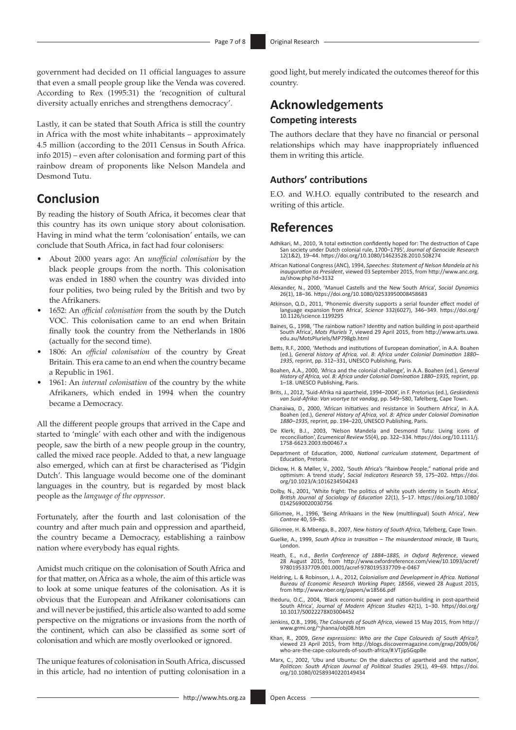government had decided on 11 official languages to assure that even a small people group like the Venda was covered. According to Rex (1995:31) the 'recognition of cultural diversity actually enriches and strengthens democracy'.

Lastly, it can be stated that South Africa is still the country in Africa with the most white inhabitants – approximately 4.5 million (according to the 2011 Census in South Africa. info 2015) – even after colonisation and forming part of this rainbow dream of proponents like Nelson Mandela and Desmond Tutu.

## Conclusion

By reading the history of South Africa, it becomes clear that this country has its own unique story about colonisation. Having in mind what the term 'colonisation' entails, we can conclude that South Africa, in fact had four colonisers:

- About 2000 years ago: An *unofficial colonisation* by the black people groups from the north. This colonisation was ended in 1880 when the country was divided into four polities, two being ruled by the British and two by the Afrikaners.
- 1652: An *official colonisation* from the south by the Dutch VOC. This colonisation came to an end when Britain finally took the country from the Netherlands in 1806 (actually for the second time).
- 1806: An *official colonisation* of the country by Great Britain. This era came to an end when the country became a Republic in 1961.
- 1961: An *internal colonisation* of the country by the white Afrikaners, which ended in 1994 when the country became a Democracy.

All the different people groups that arrived in the Cape and started to 'mingle' with each other and with the indigenous people, saw the birth of a new people group in the country, called the mixed race people. Added to that, a new language also emerged, which can at first be characterised as 'Pidgin Dutch'. This language would become one of the dominant languages in the country, but is regarded by most black people as the *language of the oppressor*.

Fortunately, after the fourth and last colonisation of the country and after much pain and oppression and apartheid, the country became a Democracy, establishing a rainbow nation where everybody has equal rights.

Amidst much critique on the colonisation of South Africa and for that matter, on Africa as a whole, the aim of this article was to look at some unique features of the colonisation. As it is obvious that the European and Afrikaner colonisations can and will never be justified, this article also wanted to add some perspective on the migrations or invasions from the north of the continent, which can also be classified as some sort of colonisation and which are mostly overlooked or ignored.

The unique features of colonisation in South Africa, discussed in this article, had no intention of putting colonisation in a good light, but merely indicated the outcomes thereof for this country.

## Acknowledgements

### Competing interests

The authors declare that they have no financial or personal relationships which may have inappropriately influenced them in writing this article.

### Authors' contributions

E.O. and W.H.O. equally contributed to the research and writing of this article.

## References

Adhikari, M., 2010, 'A total extinction confidently hoped for: The destruction of Cape San society under Dutch colonial rule, 1700–1795', *Journal of Genocide Research* 12(1&2), 19–44. https://doi.org/10.1080/14623528.2010.508274

African National Congress (ANC), 1994, *Speeches: Statement of Nelson Mandela at his inauguration as President*, viewed 03 September 2015, from http://www.anc.org.za/show.php?id=3132

Alexander, N., 2000, 'Manuel Castells and the New South Africa', *Social Dynamics* 26(1), 18–36. https://doi.org/10.1080/02533950008458683

Atkinson, Q.D., 2011, 'Phonemic diversity supports a serial founder effect model of language expansion from Africa', *Science* 332(6027), 346–349. https://doi.org/10.1126/science.1199295

Baines, G., 1998, 'The rainbow nation? Identity and nation building in post-apartheid South Africa', *Mots Pluriels* 7, viewed 29 April 2015, from http://www.arts.uwa.edu.au/MotsPluriels/MP798gb.html

Betts, R.F., 2000, 'Methods and institutions of European domination', in A.A. Boahen (ed.), *General history of Africa, vol. 8: Africa under Colonial Domination 1880–1935*, reprint, pp. 312–331, UNESCO Publishing, Paris.

Boahen, A.A., 2000, 'Africa and the colonial challenge', in A.A. Boahen (ed.), *General History of Africa, vol. 8: Africa under Colonial Domination 1880–1935*, reprint, pp. 1–18. UNESCO Publishing, Paris.

Brits, J., 2012, 'Suid-Afrika ná apartheid, 1994–2004', in F. Pretorius (ed.), *Geskiedenis van Suid-Afrika: Van voortye tot vandag*, pp. 549–580, Tafelberg, Cape Town.

Chanaiwa, D., 2000, 'African initiatives and resistance in Southern Africa', in A.A. Boahen (ed.), *General History of Africa, vol. 8: Africa under Colonial Domination 1880–1935*, reprint, pp. 194–220, UNESCO Publishing, Paris.

De Klerk, B.J., 2003, 'Nelson Mandela and Desmond Tutu: Living icons of reconciliation', *Ecumenical Review* 55(4), pp. 322–334. https://doi.org/10.1111/j.1758-6623.2003.tb00467.x

Department of Education, 2000, *National curriculum statement*, Department of Education, Pretoria.

Dickow, H. & Møller, V., 2002, 'South Africa's "Rainbow People," national pride and optimism: A trend study', *Social Indicators Research* 59, 175–202. https://doi.org/10.1023/A:1016234504243

Dolby, N., 2001, 'White fright: The politics of white youth identity in South Africa', *British Journal of Sociology of Education* 22(1), 5–17. https://doi.org/10.1080/01425690020030756

Giliomee, H., 1996, 'Being Afrikaans in the New (multilingual) South Africa', *New Contree* 40, 59–85.

Giliomee, H. & Mbenga, B., 2007, *New history of South Africa*, Tafelberg, Cape Town.

Guelke, A., 1999, *South Africa in transition – The misunderstood miracle*, IB Tauris, London.

Heath, E., n.d., *Berlin Conference of 1884–1885, in Oxford Reference*, viewed 28 August 2015, from http://www.oxfordreference.com/view/10.1093/acref/9780195337709.001.0001/acref-9780195337709-e-0467

Heldring, L. & Robinson, J. A., 2012, *Colonialism and Development in Africa. National Bureau of Economic Research Working Paper, 18566*, viewed 28 August 2015, from http://www.nber.org/papers/w18566.pdf

Iheduru, O.C., 2004, 'Black economic power and nation-building in post-apartheid South Africa', *Journal of Modern African Studies* 42(1), 1–30. https//doi.org/10.1017/S0022278X03004452

Jenkins, O.B., 1996, *The Coloureds of South Africa*, viewed 15 May 2015, from http://www.grmi.org/~jhanna/obj08.htm

Khan, R., 2009, *Gene expressions: Who are the Cape Coloureds of South Africa?*, viewed 23 April 2015, from http://blogs.discovermagazine.com/gnxp/2009/06/who-are-the-cape-coloureds-of-south-africa/#.VTjipSGqpBe

Marx, C., 2002, 'Ubu and Ubuntu: On the dialectics of apartheid and the nation', *Politicon: South African Journal of Political Studies* 29(1), 49–69. https://doi.org/10.1080/02589340220149434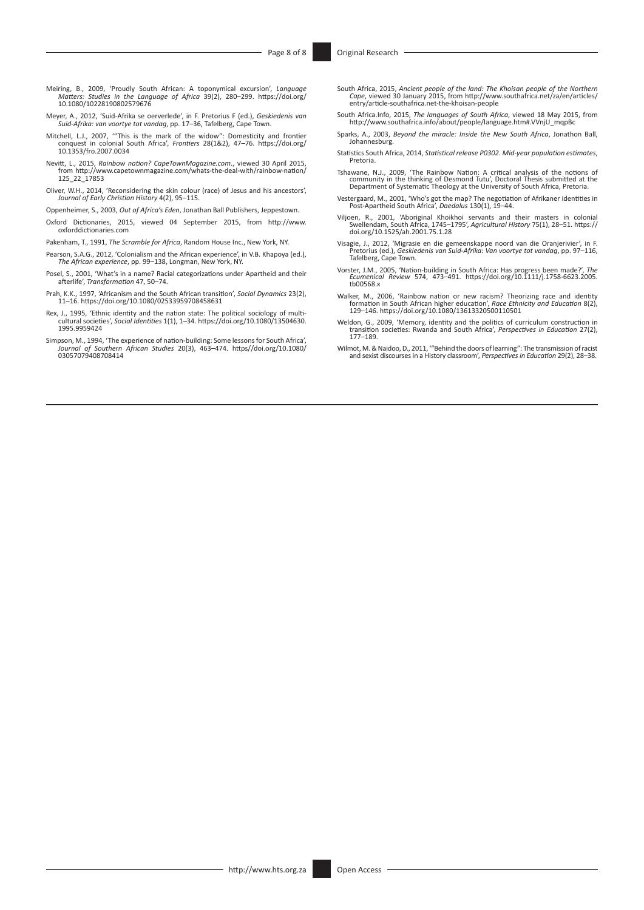Meiring, B., 2009, 'Proudly South African: A toponymical excursion', *Language Matters: Studies in the Language of Africa* 39(2), 280–299. https://doi.org/10.1080/10228190802579676

Meyer, A., 2012, 'Suid-Afrika se oerverlede', in F. Pretorius F (ed.), *Geskiedenis van Suid-Afrika: van voortye tot vandag*, pp. 17–36, Tafelberg, Cape Town.

Mitchell, L.J., 2007, '"This is the mark of the widow": Domesticity and frontier conquest in colonial South Africa', *Frontiers* 28(1&2), 47–76. https://doi.org/10.1353/fro.2007.0034

Nevitt, L., 2015, *Rainbow nation? CapeTownMagazine.com*., viewed 30 April 2015, from http://www.capetownmagazine.com/whats-the-deal-with/rainbow-nation/125_22_17853

Oliver, W.H., 2014, 'Reconsidering the skin colour (race) of Jesus and his ancestors', *Journal of Early Christian History* 4(2), 95–115.

Oppenheimer, S., 2003, *Out of Africa's Eden*, Jonathan Ball Publishers, Jeppestown.

Oxford Dictionaries, 2015, viewed 04 September 2015, from http://www.oxforddictionaries.com

Pakenham, T., 1991, *The Scramble for Africa*, Random House Inc., New York, NY.

Pearson, S.A.G., 2012, 'Colonialism and the African experience', in V.B. Khapoya (ed.), *The African experience*, pp. 99–138, Longman, New York, NY.

Posel, S., 2001, 'What's in a name? Racial categorizations under Apartheid and their afterlife', *Transformation* 47, 50–74.

Prah, K.K., 1997, 'Africanism and the South African transition', *Social Dynamics* 23(2), 11–16. https://doi.org/10.1080/02533959708458631

Rex, J., 1995, 'Ethnic identity and the nation state: The political sociology of multi-cultural societies', *Social Identities* 1(1), 1–34. https://doi.org/10.1080/13504630.1995.9959424

Simpson, M., 1994, 'The experience of nation-building: Some lessons for South Africa', *Journal of Southern African Studies* 20(3), 463–474. https//doi.org/10.1080/03057079408708414

South Africa, 2015, *Ancient people of the land: The Khoisan people of the Northern Cape*, viewed 30 January 2015, from http://www.southafrica.net/za/en/articles/entry/article-southafrica.net-the-khoisan-people

South Africa.Info, 2015, *The languages of South Africa*, viewed 18 May 2015, from http://www.southafrica.info/about/people/language.htm#.VVnjU_mqpBc

Sparks, A., 2003, *Beyond the miracle: Inside the New South Africa*, Jonathon Ball, Johannesburg.

Statistics South Africa, 2014, *Statistical release P0302. Mid-year population estimates*, Pretoria.

Tshawane, N.J., 2009, 'The Rainbow Nation: A critical analysis of the notions of community in the thinking of Desmond Tutu', Doctoral Thesis submitted at the Department of Systematic Theology at the University of South Africa, Pretoria.

Vestergaard, M., 2001, 'Who's got the map? The negotiation of Afrikaner identities in Post-Apartheid South Africa', *Daedalus* 130(1), 19–44.

Viljoen, R., 2001, 'Aboriginal Khoikhoi servants and their masters in colonial Swellendam, South Africa, 1745–1795', *Agricultural History* 75(1), 28–51. https://doi.org/10.1525/ah.2001.75.1.28

Visagie, J., 2012, 'Migrasie en die gemeenskappe noord van die Oranjerivier', in F. Pretorius (ed.), *Geskiedenis van Suid-Afrika: Van voortye tot vandag*, pp. 97–116, Tafelberg, Cape Town.

Vorster, J.M., 2005, 'Nation-building in South Africa: Has progress been made?', *The Ecumenical Review* 574, 473–491. https://doi.org/10.1111/j.1758-6623.2005.tb00568.x

Walker, M., 2006, 'Rainbow nation or new racism? Theorizing race and identity formation in South African higher education', *Race Ethnicity and Education* 8(2), 129–146. https://doi.org/10.1080/13613320500110501

Weldon, G., 2009, 'Memory, identity and the politics of curriculum construction in transition societies: Rwanda and South Africa', *Perspectives in Education* 27(2), 177–189.

Wilmot, M. & Naidoo, D., 2011, '"Behind the doors of learning": The transmission of racist and sexist discourses in a History classroom', *Perspectives in Education* 29(2), 28–38.